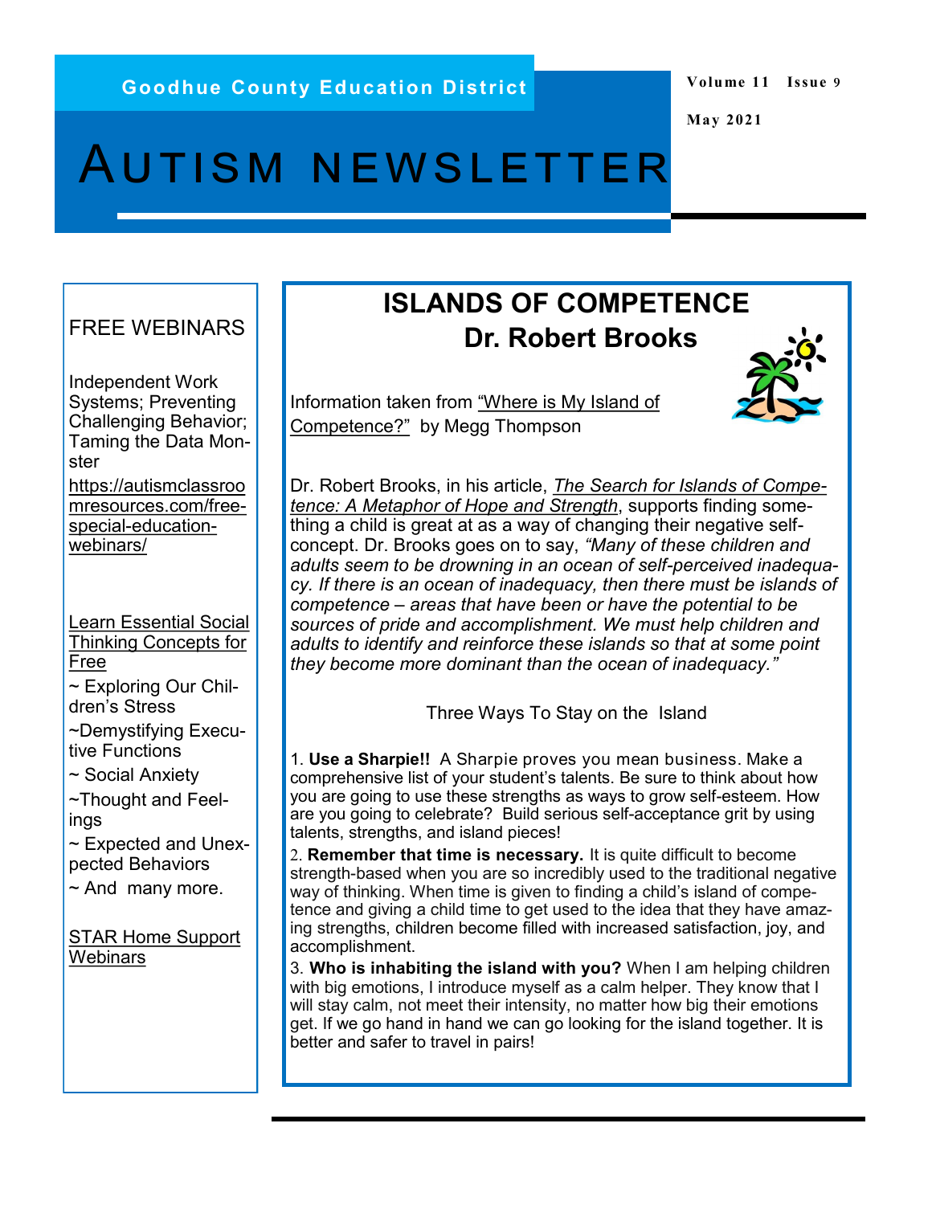Goodhue County Education District

# AUTISM NEWSLETTER

Volume 11 Issue 9

May 2021

## ISLANDS OF COMPETENCE
## Dr. Robert Brooks

Information taken from "Where is My Island of Competence?" by Megg Thompson

Dr. Robert Brooks, in his article, *The Search for Islands of Competence: A Metaphor of Hope and Strength*, supports finding something a child is great at as a way of changing their negative self-concept. Dr. Brooks goes on to say, *"Many of these children and adults seem to be drowning in an ocean of self-perceived inadequacy. If there is an ocean of inadequacy, then there must be islands of competence – areas that have been or have the potential to be sources of pride and accomplishment. We must help children and adults to identify and reinforce these islands so that at some point they become more dominant than the ocean of inadequacy."*

Three Ways To Stay on the Island

1. **Use a Sharpie!!** A Sharpie proves you mean business. Make a comprehensive list of your student's talents. Be sure to think about how you are going to use these strengths as ways to grow self-esteem. How are you going to celebrate? Build serious self-acceptance grit by using talents, strengths, and island pieces!
2. **Remember that time is necessary.** It is quite difficult to become strength-based when you are so incredibly used to the traditional negative way of thinking. When time is given to finding a child's island of competence and giving a child time to get used to the idea that they have amazing strengths, children become filled with increased satisfaction, joy, and accomplishment.
3. **Who is inhabiting the island with you?** When I am helping children with big emotions, I introduce myself as a calm helper. They know that I will stay calm, not meet their intensity, no matter how big their emotions get. If we go hand in hand we can go looking for the island together. It is better and safer to travel in pairs!

## FREE WEBINARS

Independent Work Systems; Preventing Challenging Behavior; Taming the Data Monster

https://autismclassroomresources.com/free-special-education-webinars/

Learn Essential Social Thinking Concepts for Free

- ~ Exploring Our Children's Stress
- ~Demystifying Executive Functions
- ~ Social Anxiety
- ~Thought and Feelings
- ~ Expected and Unexpected Behaviors
- ~ And many more.

STAR Home Support Webinars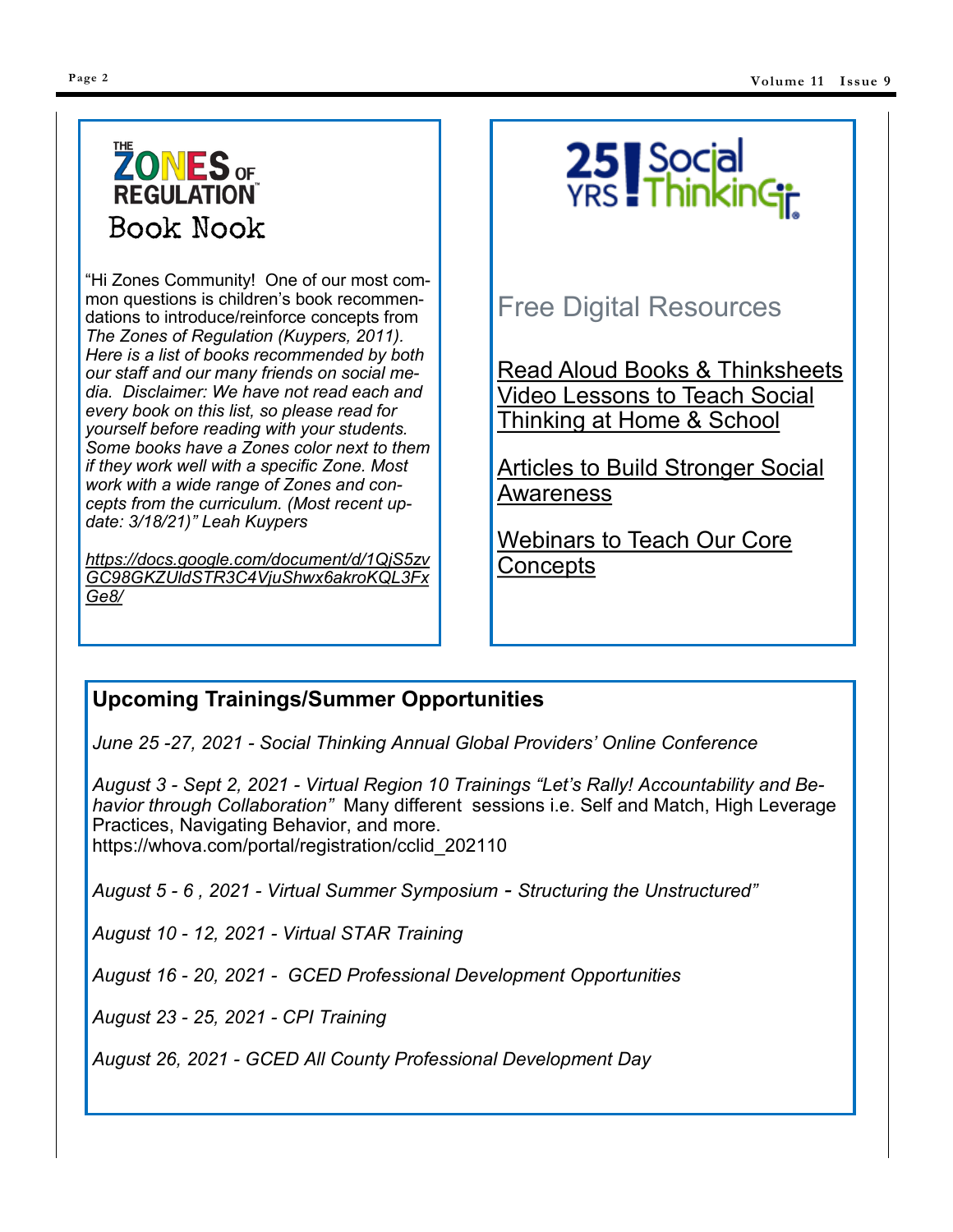## THE ZONES OF REGULATION Book Nook

"Hi Zones Community! One of our most common questions is children's book recommendations to introduce/reinforce concepts from *The Zones of Regulation (Kuypers, 2011). Here is a list of books recommended by both our staff and our many friends on social media. Disclaimer: We have not read each and every book on this list, so please read for yourself before reading with your students. Some books have a Zones color next to them if they work well with a specific Zone. Most work with a wide range of Zones and concepts from the curriculum. (Most recent update: 3/18/21)" Leah Kuypers*

*https://docs.google.com/document/d/1QjS5zvGC98GKZUldSTR3C4VjuShwx6akroKQL3FxGe8/*

## 25 YRS Social Thinking

### Free Digital Resources

Read Aloud Books & Thinksheets
Video Lessons to Teach Social Thinking at Home & School

Articles to Build Stronger Social Awareness

Webinars to Teach Our Core Concepts

## Upcoming Trainings/Summer Opportunities

*June 25 -27, 2021 - Social Thinking Annual Global Providers' Online Conference*

*August 3 - Sept 2, 2021 - Virtual Region 10 Trainings "Let's Rally! Accountability and Behavior through Collaboration"* Many different sessions i.e. Self and Match, High Leverage Practices, Navigating Behavior, and more.
https://whova.com/portal/registration/cclid_202110

*August 5 - 6 , 2021 - Virtual Summer Symposium - Structuring the Unstructured"*

*August 10 - 12, 2021 - Virtual STAR Training*

*August 16 - 20, 2021 - GCED Professional Development Opportunities*

*August 23 - 25, 2021 - CPI Training*

*August 26, 2021 - GCED All County Professional Development Day*